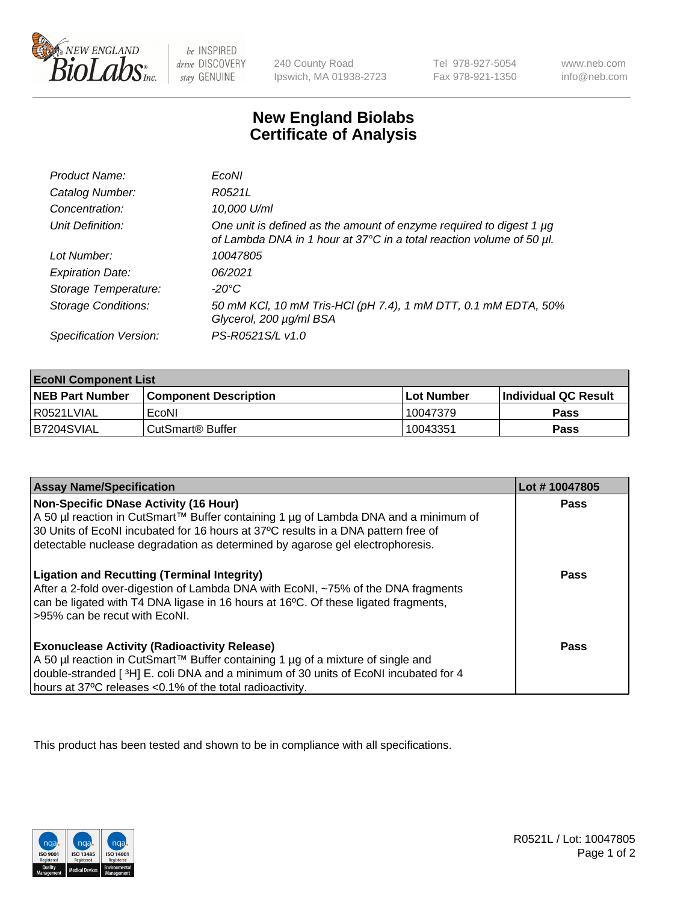# New England Biolabs Certificate of Analysis

| | |
|---|---|
| *Product Name:* | *EcoNI* |
| *Catalog Number:* | *R0521L* |
| *Concentration:* | *10,000 U/ml* |
| *Unit Definition:* | *One unit is defined as the amount of enzyme required to digest 1 µg of Lambda DNA in 1 hour at 37°C in a total reaction volume of 50 µl.* |
| *Lot Number:* | *10047805* |
| *Expiration Date:* | *06/2021* |
| *Storage Temperature:* | *-20°C* |
| *Storage Conditions:* | *50 mM KCl, 10 mM Tris-HCl (pH 7.4), 1 mM DTT, 0.1 mM EDTA, 50% Glycerol, 200 µg/ml BSA* |
| *Specification Version:* | *PS-R0521S/L v1.0* |

| **EcoNI Component List** | | | |
|---|---|---|---|
| **NEB Part Number** | **Component Description** | **Lot Number** | **Individual QC Result** |
| R0521LVIAL | EcoNI | 10047379 | **Pass** |
| B7204SVIAL | CutSmart® Buffer | 10043351 | **Pass** |

| **Assay Name/Specification** | **Lot # 10047805** |
|---|---|
| **Non-Specific DNase Activity (16 Hour)** A 50 µl reaction in CutSmart™ Buffer containing 1 µg of Lambda DNA and a minimum of 30 Units of EcoNI incubated for 16 hours at 37ºC results in a DNA pattern free of detectable nuclease degradation as determined by agarose gel electrophoresis. | **Pass** |
| **Ligation and Recutting (Terminal Integrity)** After a 2-fold over-digestion of Lambda DNA with EcoNI, ~75% of the DNA fragments can be ligated with T4 DNA ligase in 16 hours at 16ºC. Of these ligated fragments, >95% can be recut with EcoNI. | **Pass** |
| **Exonuclease Activity (Radioactivity Release)** A 50 µl reaction in CutSmart™ Buffer containing 1 µg of a mixture of single and double-stranded [$^{3}$H] E. coli DNA and a minimum of 30 units of EcoNI incubated for 4 hours at 37ºC releases <0.1% of the total radioactivity. | **Pass** |

This product has been tested and shown to be in compliance with all specifications.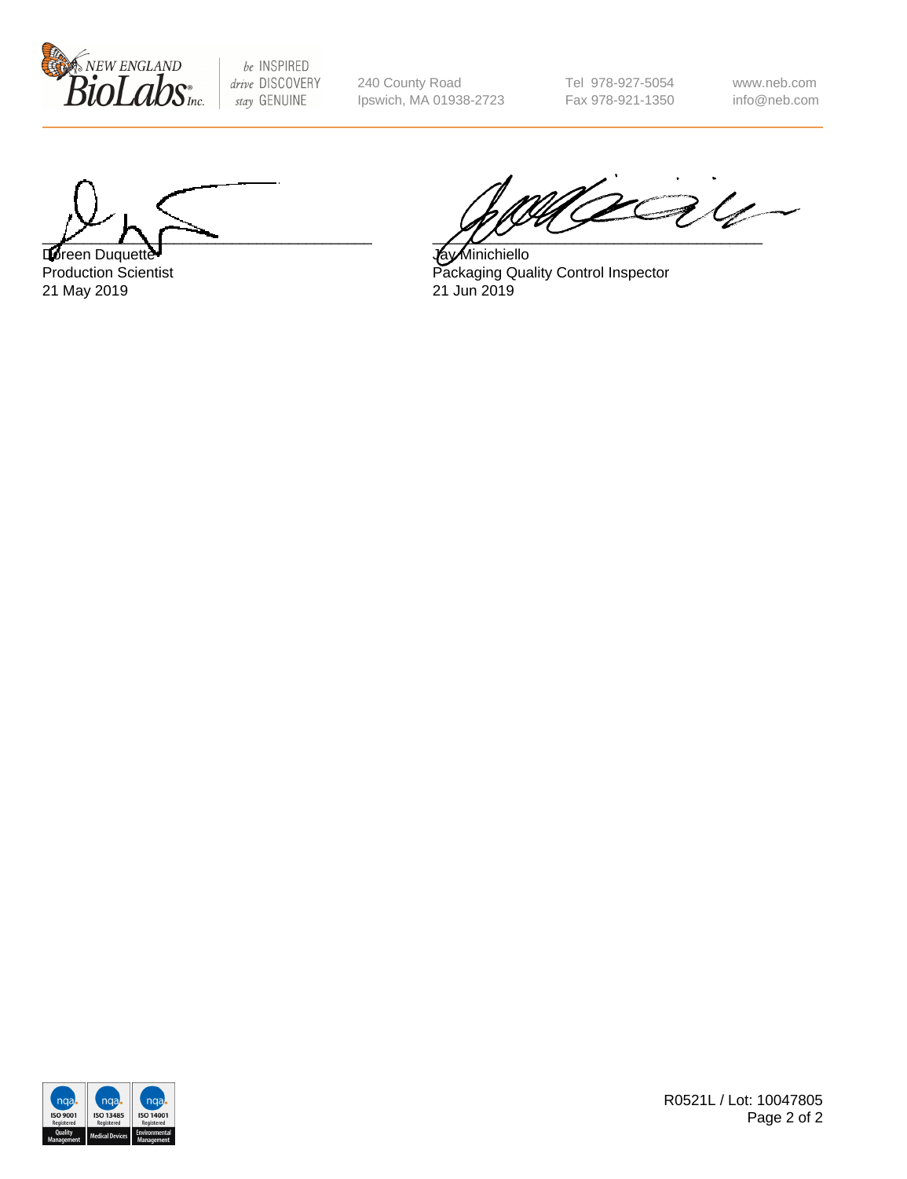Doreen Duquette
Production Scientist
21 May 2019

Jay Minichiello
Packaging Quality Control Inspector
21 Jun 2019

R0521L / Lot: 10047805